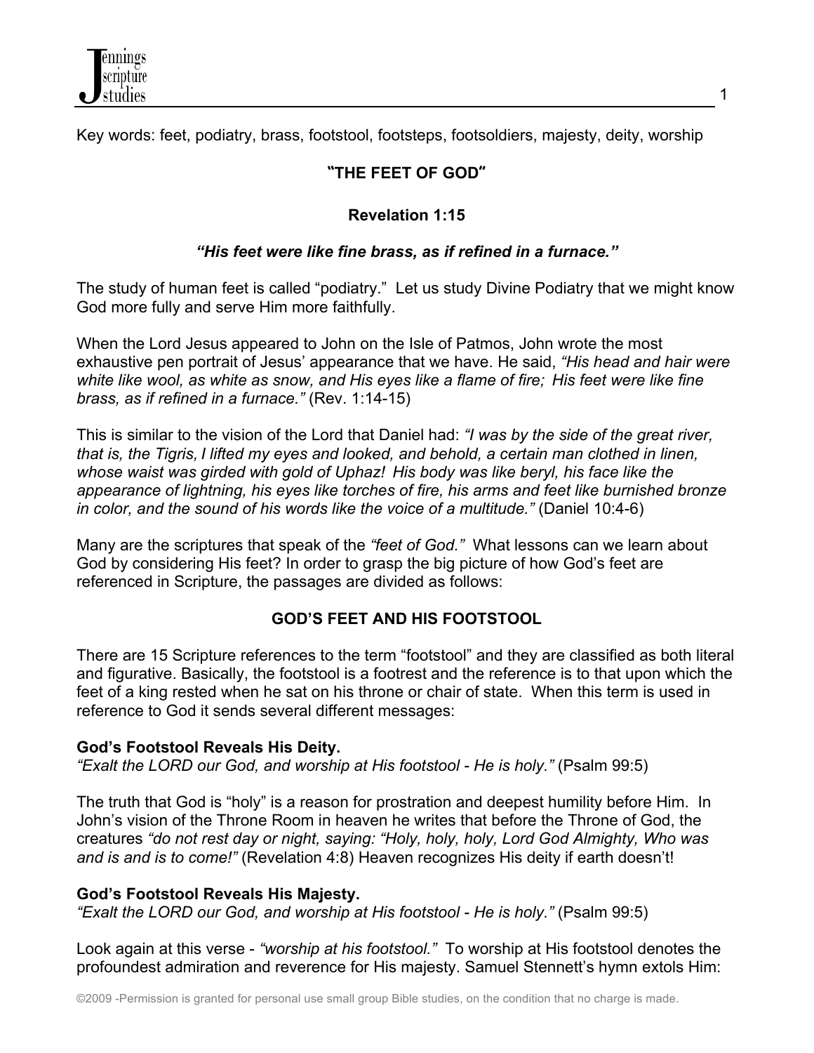Key words: feet, podiatry, brass, footstool, footsteps, footsoldiers, majesty, deity, worship

# "THE FEET OF GOD"

## Revelation 1:15

***"His feet were like fine brass, as if refined in a furnace."***

The study of human feet is called "podiatry." Let us study Divine Podiatry that we might know God more fully and serve Him more faithfully.

When the Lord Jesus appeared to John on the Isle of Patmos, John wrote the most exhaustive pen portrait of Jesus' appearance that we have. He said, *"His head and hair were white like wool, as white as snow, and His eyes like a flame of fire; His feet were like fine brass, as if refined in a furnace."* (Rev. 1:14-15)

This is similar to the vision of the Lord that Daniel had: *"I was by the side of the great river, that is, the Tigris, I lifted my eyes and looked, and behold, a certain man clothed in linen, whose waist was girded with gold of Uphaz! His body was like beryl, his face like the appearance of lightning, his eyes like torches of fire, his arms and feet like burnished bronze in color, and the sound of his words like the voice of a multitude."* (Daniel 10:4-6)

Many are the scriptures that speak of the *"feet of God."* What lessons can we learn about God by considering His feet? In order to grasp the big picture of how God's feet are referenced in Scripture, the passages are divided as follows:

## GOD'S FEET AND HIS FOOTSTOOL

There are 15 Scripture references to the term "footstool" and they are classified as both literal and figurative. Basically, the footstool is a footrest and the reference is to that upon which the feet of a king rested when he sat on his throne or chair of state. When this term is used in reference to God it sends several different messages:

**God's Footstool Reveals His Deity.**
*"Exalt the LORD our God, and worship at His footstool - He is holy."* (Psalm 99:5)

The truth that God is "holy" is a reason for prostration and deepest humility before Him. In John's vision of the Throne Room in heaven he writes that before the Throne of God, the creatures *"do not rest day or night, saying: "Holy, holy, holy, Lord God Almighty, Who was and is and is to come!"* (Revelation 4:8) Heaven recognizes His deity if earth doesn't!

**God's Footstool Reveals His Majesty.**
*"Exalt the LORD our God, and worship at His footstool - He is holy."* (Psalm 99:5)

Look again at this verse - *"worship at his footstool."* To worship at His footstool denotes the profoundest admiration and reverence for His majesty. Samuel Stennett's hymn extols Him:

©2009 -Permission is granted for personal use small group Bible studies, on the condition that no charge is made.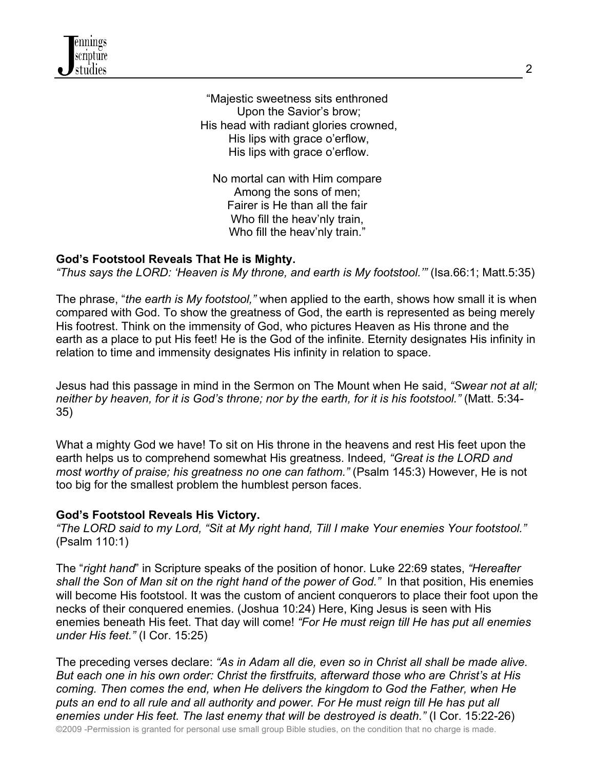"Majestic sweetness sits enthroned  
Upon the Savior's brow;  
His head with radiant glories crowned,  
His lips with grace o'erflow,  
His lips with grace o'erflow.

No mortal can with Him compare  
Among the sons of men;  
Fairer is He than all the fair  
Who fill the heav'nly train,  
Who fill the heav'nly train."

**God's Footstool Reveals That He is Mighty.**
*"Thus says the LORD: 'Heaven is My throne, and earth is My footstool.'"* (Isa.66:1; Matt.5:35)

The phrase, "*the earth is My footstool,"* when applied to the earth, shows how small it is when compared with God. To show the greatness of God, the earth is represented as being merely His footrest. Think on the immensity of God, who pictures Heaven as His throne and the earth as a place to put His feet! He is the God of the infinite. Eternity designates His infinity in relation to time and immensity designates His infinity in relation to space.

Jesus had this passage in mind in the Sermon on The Mount when He said, *"Swear not at all; neither by heaven, for it is God's throne; nor by the earth, for it is his footstool."* (Matt. 5:34-35)

What a mighty God we have! To sit on His throne in the heavens and rest His feet upon the earth helps us to comprehend somewhat His greatness. Indeed*, "Great is the LORD and most worthy of praise; his greatness no one can fathom."* (Psalm 145:3) However, He is not too big for the smallest problem the humblest person faces.

**God's Footstool Reveals His Victory.**
*"The LORD said to my Lord, "Sit at My right hand, Till I make Your enemies Your footstool."* (Psalm 110:1)

The "*right hand*" in Scripture speaks of the position of honor. Luke 22:69 states, *"Hereafter shall the Son of Man sit on the right hand of the power of God."* In that position, His enemies will become His footstool. It was the custom of ancient conquerors to place their foot upon the necks of their conquered enemies. (Joshua 10:24) Here, King Jesus is seen with His enemies beneath His feet. That day will come! *"For He must reign till He has put all enemies under His feet."* (I Cor. 15:25)

The preceding verses declare: *"As in Adam all die, even so in Christ all shall be made alive. But each one in his own order: Christ the firstfruits, afterward those who are Christ's at His coming. Then comes the end, when He delivers the kingdom to God the Father, when He puts an end to all rule and all authority and power. For He must reign till He has put all enemies under His feet. The last enemy that will be destroyed is death."* (I Cor. 15:22-26)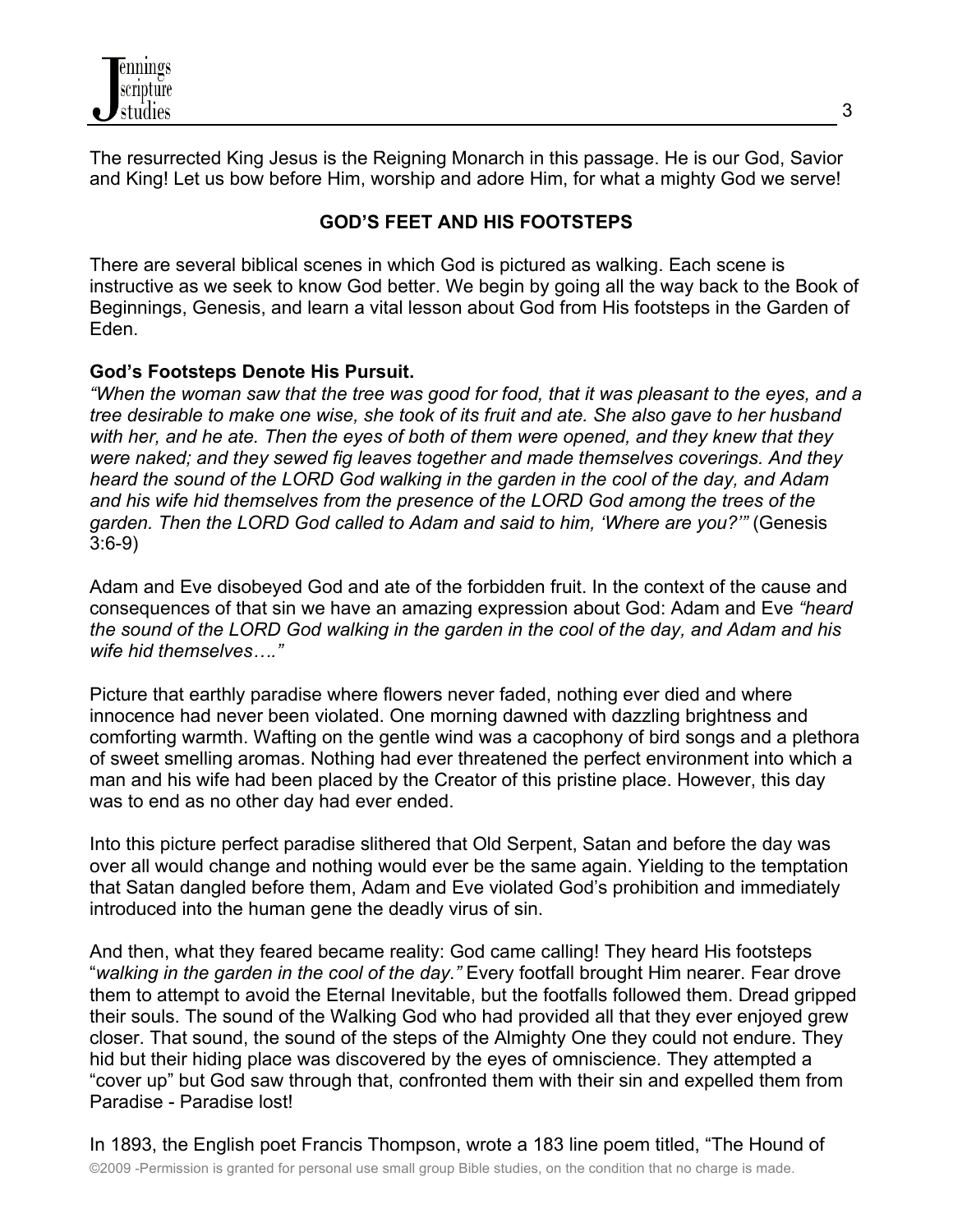The resurrected King Jesus is the Reigning Monarch in this passage. He is our God, Savior and King! Let us bow before Him, worship and adore Him, for what a mighty God we serve!

## GOD'S FEET AND HIS FOOTSTEPS

There are several biblical scenes in which God is pictured as walking. Each scene is instructive as we seek to know God better. We begin by going all the way back to the Book of Beginnings, Genesis, and learn a vital lesson about God from His footsteps in the Garden of Eden.

**God's Footsteps Denote His Pursuit.**
*"When the woman saw that the tree was good for food, that it was pleasant to the eyes, and a tree desirable to make one wise, she took of its fruit and ate. She also gave to her husband with her, and he ate. Then the eyes of both of them were opened, and they knew that they were naked; and they sewed fig leaves together and made themselves coverings. And they heard the sound of the LORD God walking in the garden in the cool of the day, and Adam and his wife hid themselves from the presence of the LORD God among the trees of the garden. Then the LORD God called to Adam and said to him, 'Where are you?'"* (Genesis 3:6-9)

Adam and Eve disobeyed God and ate of the forbidden fruit. In the context of the cause and consequences of that sin we have an amazing expression about God: Adam and Eve *"heard the sound of the LORD God walking in the garden in the cool of the day, and Adam and his wife hid themselves…."*

Picture that earthly paradise where flowers never faded, nothing ever died and where innocence had never been violated. One morning dawned with dazzling brightness and comforting warmth. Wafting on the gentle wind was a cacophony of bird songs and a plethora of sweet smelling aromas. Nothing had ever threatened the perfect environment into which a man and his wife had been placed by the Creator of this pristine place. However, this day was to end as no other day had ever ended.

Into this picture perfect paradise slithered that Old Serpent, Satan and before the day was over all would change and nothing would ever be the same again. Yielding to the temptation that Satan dangled before them, Adam and Eve violated God's prohibition and immediately introduced into the human gene the deadly virus of sin.

And then, what they feared became reality: God came calling! They heard His footsteps "*walking in the garden in the cool of the day."* Every footfall brought Him nearer. Fear drove them to attempt to avoid the Eternal Inevitable, but the footfalls followed them. Dread gripped their souls. The sound of the Walking God who had provided all that they ever enjoyed grew closer. That sound, the sound of the steps of the Almighty One they could not endure. They hid but their hiding place was discovered by the eyes of omniscience. They attempted a "cover up" but God saw through that, confronted them with their sin and expelled them from Paradise - Paradise lost!

In 1893, the English poet Francis Thompson, wrote a 183 line poem titled, "The Hound of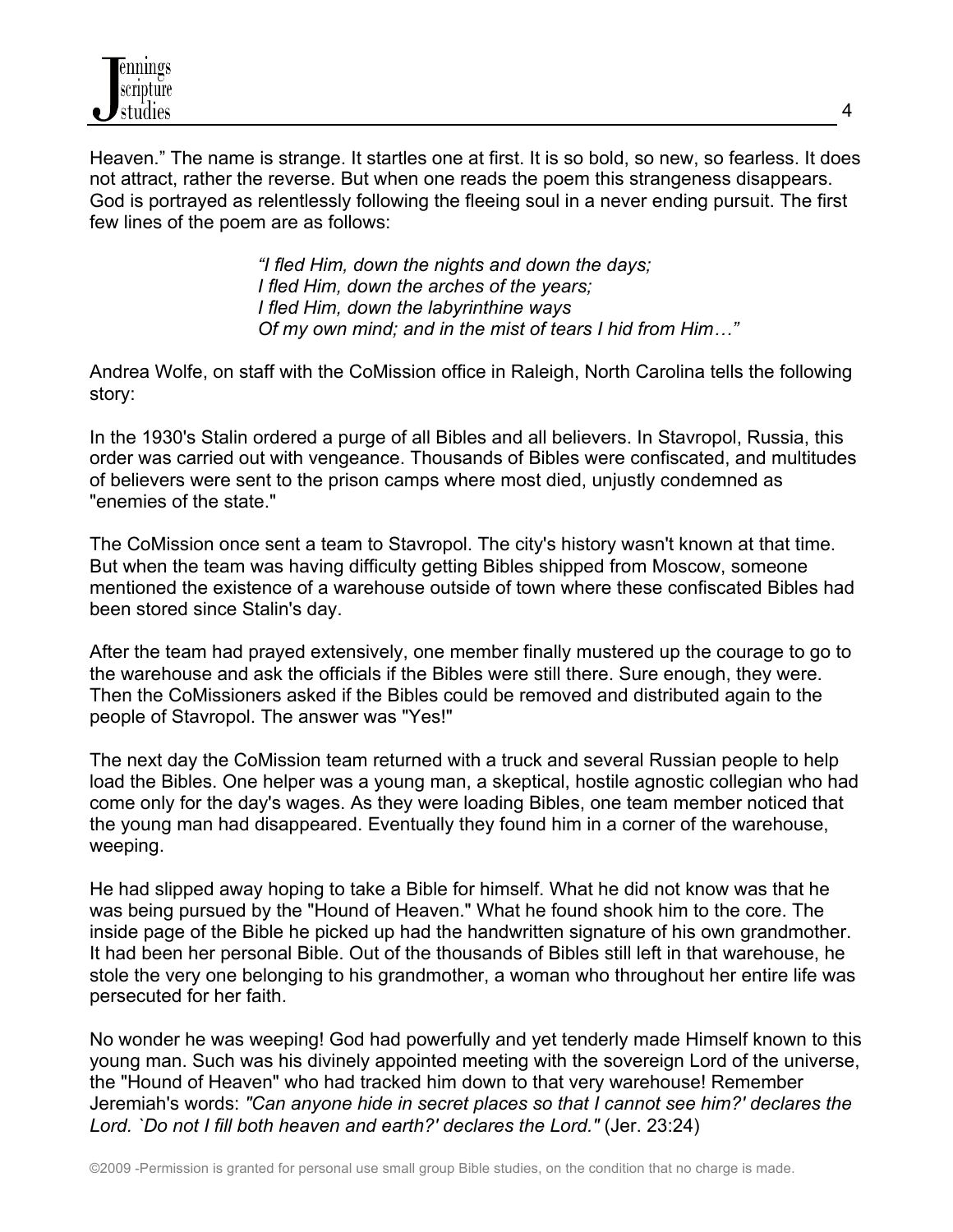Heaven." The name is strange. It startles one at first. It is so bold, so new, so fearless. It does not attract, rather the reverse. But when one reads the poem this strangeness disappears. God is portrayed as relentlessly following the fleeing soul in a never ending pursuit. The first few lines of the poem are as follows:

> *"I fled Him, down the nights and down the days;*
> *I fled Him, down the arches of the years;*
> *I fled Him, down the labyrinthine ways*
> *Of my own mind; and in the mist of tears I hid from Him…"*

Andrea Wolfe, on staff with the CoMission office in Raleigh, North Carolina tells the following story:

In the 1930's Stalin ordered a purge of all Bibles and all believers. In Stavropol, Russia, this order was carried out with vengeance. Thousands of Bibles were confiscated, and multitudes of believers were sent to the prison camps where most died, unjustly condemned as "enemies of the state."

The CoMission once sent a team to Stavropol. The city's history wasn't known at that time. But when the team was having difficulty getting Bibles shipped from Moscow, someone mentioned the existence of a warehouse outside of town where these confiscated Bibles had been stored since Stalin's day.

After the team had prayed extensively, one member finally mustered up the courage to go to the warehouse and ask the officials if the Bibles were still there. Sure enough, they were. Then the CoMissioners asked if the Bibles could be removed and distributed again to the people of Stavropol. The answer was "Yes!"

The next day the CoMission team returned with a truck and several Russian people to help load the Bibles. One helper was a young man, a skeptical, hostile agnostic collegian who had come only for the day's wages. As they were loading Bibles, one team member noticed that the young man had disappeared. Eventually they found him in a corner of the warehouse, weeping.

He had slipped away hoping to take a Bible for himself. What he did not know was that he was being pursued by the "Hound of Heaven." What he found shook him to the core. The inside page of the Bible he picked up had the handwritten signature of his own grandmother. It had been her personal Bible. Out of the thousands of Bibles still left in that warehouse, he stole the very one belonging to his grandmother, a woman who throughout her entire life was persecuted for her faith.

No wonder he was weeping! God had powerfully and yet tenderly made Himself known to this young man. Such was his divinely appointed meeting with the sovereign Lord of the universe, the "Hound of Heaven" who had tracked him down to that very warehouse! Remember Jeremiah's words: *"Can anyone hide in secret places so that I cannot see him?' declares the Lord. `Do not I fill both heaven and earth?' declares the Lord."* (Jer. 23:24)

©2009 -Permission is granted for personal use small group Bible studies, on the condition that no charge is made.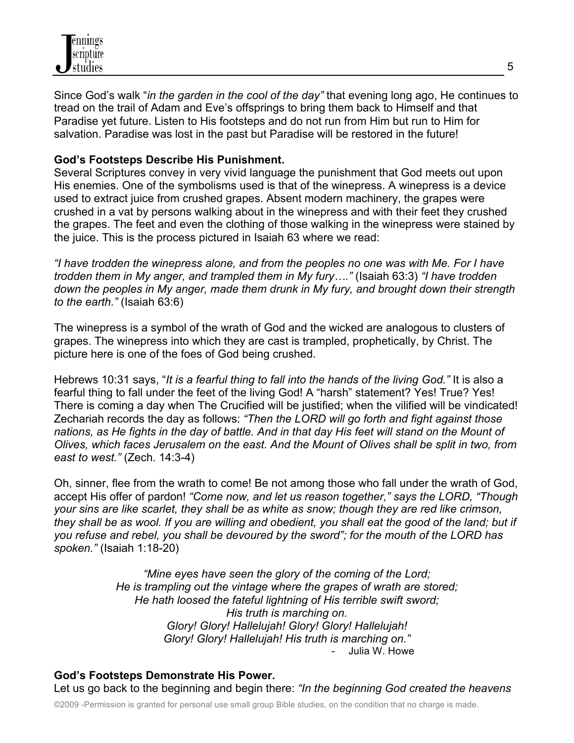Since God's walk "*in the garden in the cool of the day"* that evening long ago, He continues to tread on the trail of Adam and Eve's offsprings to bring them back to Himself and that Paradise yet future. Listen to His footsteps and do not run from Him but run to Him for salvation. Paradise was lost in the past but Paradise will be restored in the future!

**God's Footsteps Describe His Punishment.**

Several Scriptures convey in very vivid language the punishment that God meets out upon His enemies. One of the symbolisms used is that of the winepress. A winepress is a device used to extract juice from crushed grapes. Absent modern machinery, the grapes were crushed in a vat by persons walking about in the winepress and with their feet they crushed the grapes. The feet and even the clothing of those walking in the winepress were stained by the juice. This is the process pictured in Isaiah 63 where we read:

*"I have trodden the winepress alone, and from the peoples no one was with Me. For I have trodden them in My anger, and trampled them in My fury…."* (Isaiah 63:3) *"I have trodden down the peoples in My anger, made them drunk in My fury, and brought down their strength to the earth."* (Isaiah 63:6)

The winepress is a symbol of the wrath of God and the wicked are analogous to clusters of grapes. The winepress into which they are cast is trampled, prophetically, by Christ. The picture here is one of the foes of God being crushed.

Hebrews 10:31 says, "*It is a fearful thing to fall into the hands of the living God."* It is also a fearful thing to fall under the feet of the living God! A "harsh" statement? Yes! True? Yes! There is coming a day when The Crucified will be justified; when the vilified will be vindicated! Zechariah records the day as follows: *"Then the LORD will go forth and fight against those nations, as He fights in the day of battle. And in that day His feet will stand on the Mount of Olives, which faces Jerusalem on the east. And the Mount of Olives shall be split in two, from east to west."* (Zech. 14:3-4)

Oh, sinner, flee from the wrath to come! Be not among those who fall under the wrath of God, accept His offer of pardon! *"Come now, and let us reason together," says the LORD, "Though your sins are like scarlet, they shall be as white as snow; though they are red like crimson, they shall be as wool. If you are willing and obedient, you shall eat the good of the land; but if you refuse and rebel, you shall be devoured by the sword"; for the mouth of the LORD has spoken."* (Isaiah 1:18-20)

> *"Mine eyes have seen the glory of the coming of the Lord;*
> *He is trampling out the vintage where the grapes of wrath are stored;*
> *He hath loosed the fateful lightning of His terrible swift sword;*
> *His truth is marching on.*
> *Glory! Glory! Hallelujah! Glory! Glory! Hallelujah!*
> *Glory! Glory! Hallelujah! His truth is marching on."*
> \- Julia W. Howe

**God's Footsteps Demonstrate His Power.**

Let us go back to the beginning and begin there: *"In the beginning God created the heavens*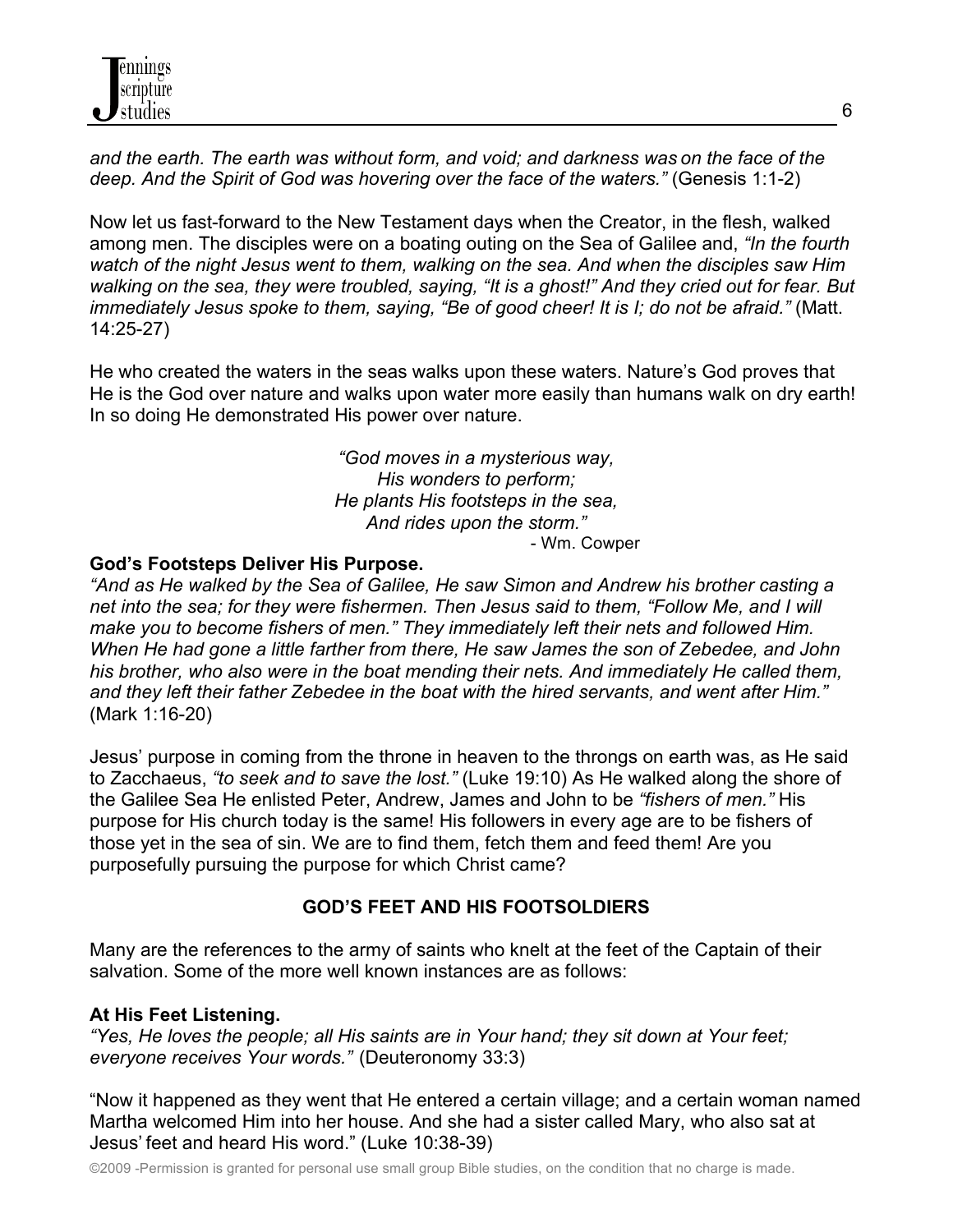*and the earth. The earth was without form, and void; and darkness was on the face of the deep. And the Spirit of God was hovering over the face of the waters."* (Genesis 1:1-2)

Now let us fast-forward to the New Testament days when the Creator, in the flesh, walked among men. The disciples were on a boating outing on the Sea of Galilee and, *"In the fourth watch of the night Jesus went to them, walking on the sea. And when the disciples saw Him walking on the sea, they were troubled, saying, "It is a ghost!" And they cried out for fear. But immediately Jesus spoke to them, saying, "Be of good cheer! It is I; do not be afraid."* (Matt. 14:25-27)

He who created the waters in the seas walks upon these waters. Nature's God proves that He is the God over nature and walks upon water more easily than humans walk on dry earth! In so doing He demonstrated His power over nature.

*"God moves in a mysterious way,*
*His wonders to perform;*
*He plants His footsteps in the sea,*
*And rides upon the storm."*
- Wm. Cowper

**God's Footsteps Deliver His Purpose.**
*"And as He walked by the Sea of Galilee, He saw Simon and Andrew his brother casting a net into the sea; for they were fishermen. Then Jesus said to them, "Follow Me, and I will make you to become fishers of men." They immediately left their nets and followed Him. When He had gone a little farther from there, He saw James the son of Zebedee, and John his brother, who also were in the boat mending their nets. And immediately He called them, and they left their father Zebedee in the boat with the hired servants, and went after Him."* (Mark 1:16-20)

Jesus' purpose in coming from the throne in heaven to the throngs on earth was, as He said to Zacchaeus, *"to seek and to save the lost."* (Luke 19:10) As He walked along the shore of the Galilee Sea He enlisted Peter, Andrew, James and John to be *"fishers of men."* His purpose for His church today is the same! His followers in every age are to be fishers of those yet in the sea of sin. We are to find them, fetch them and feed them! Are you purposefully pursuing the purpose for which Christ came?

## GOD'S FEET AND HIS FOOTSOLDIERS

Many are the references to the army of saints who knelt at the feet of the Captain of their salvation. Some of the more well known instances are as follows:

**At His Feet Listening.**
*"Yes, He loves the people; all His saints are in Your hand; they sit down at Your feet; everyone receives Your words."* (Deuteronomy 33:3)

"Now it happened as they went that He entered a certain village; and a certain woman named Martha welcomed Him into her house. And she had a sister called Mary, who also sat at Jesus' feet and heard His word." (Luke 10:38-39)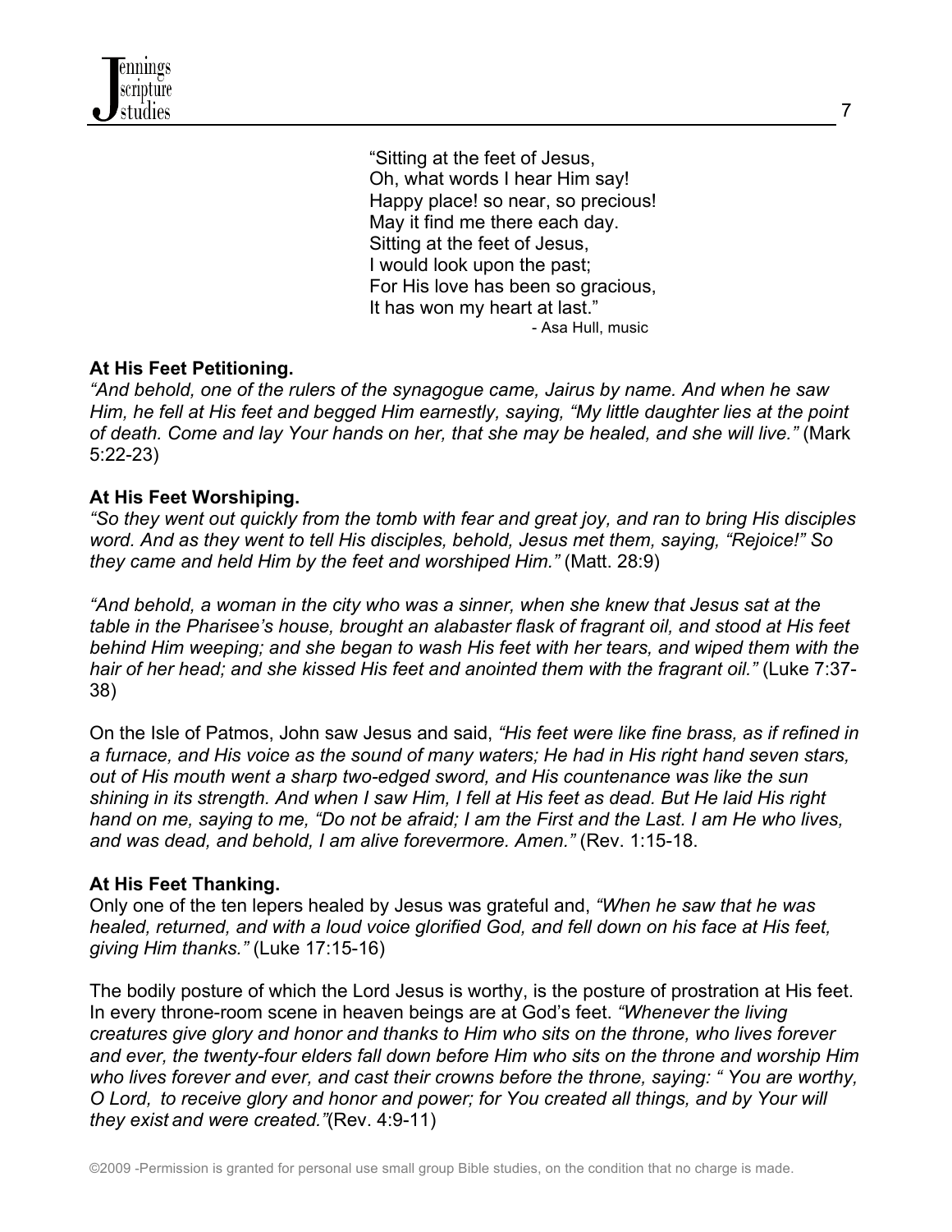> "Sitting at the feet of Jesus,
> Oh, what words I hear Him say!
> Happy place! so near, so precious!
> May it find me there each day.
> Sitting at the feet of Jesus,
> I would look upon the past;
> For His love has been so gracious,
> It has won my heart at last."
>
> - Asa Hull, music

**At His Feet Petitioning.**
*"And behold, one of the rulers of the synagogue came, Jairus by name. And when he saw Him, he fell at His feet and begged Him earnestly, saying, "My little daughter lies at the point of death. Come and lay Your hands on her, that she may be healed, and she will live."* (Mark 5:22-23)

**At His Feet Worshiping.**
*"So they went out quickly from the tomb with fear and great joy, and ran to bring His disciples word. And as they went to tell His disciples, behold, Jesus met them, saying, "Rejoice!" So they came and held Him by the feet and worshiped Him."* (Matt. 28:9)

*"And behold, a woman in the city who was a sinner, when she knew that Jesus sat at the table in the Pharisee's house, brought an alabaster flask of fragrant oil, and stood at His feet behind Him weeping; and she began to wash His feet with her tears, and wiped them with the hair of her head; and she kissed His feet and anointed them with the fragrant oil."* (Luke 7:37-38)

On the Isle of Patmos, John saw Jesus and said, *"His feet were like fine brass, as if refined in a furnace, and His voice as the sound of many waters; He had in His right hand seven stars, out of His mouth went a sharp two-edged sword, and His countenance was like the sun shining in its strength. And when I saw Him, I fell at His feet as dead. But He laid His right hand on me, saying to me, "Do not be afraid; I am the First and the Last. I am He who lives, and was dead, and behold, I am alive forevermore. Amen."* (Rev. 1:15-18.

**At His Feet Thanking.**
Only one of the ten lepers healed by Jesus was grateful and, *"When he saw that he was healed, returned, and with a loud voice glorified God, and fell down on his face at His feet, giving Him thanks."* (Luke 17:15-16)

The bodily posture of which the Lord Jesus is worthy, is the posture of prostration at His feet. In every throne-room scene in heaven beings are at God's feet. *"Whenever the living creatures give glory and honor and thanks to Him who sits on the throne, who lives forever and ever, the twenty-four elders fall down before Him who sits on the throne and worship Him who lives forever and ever, and cast their crowns before the throne, saying: " You are worthy, O Lord, to receive glory and honor and power; for You created all things, and by Your will they exist and were created."*(Rev. 4:9-11)

©2009 -Permission is granted for personal use small group Bible studies, on the condition that no charge is made.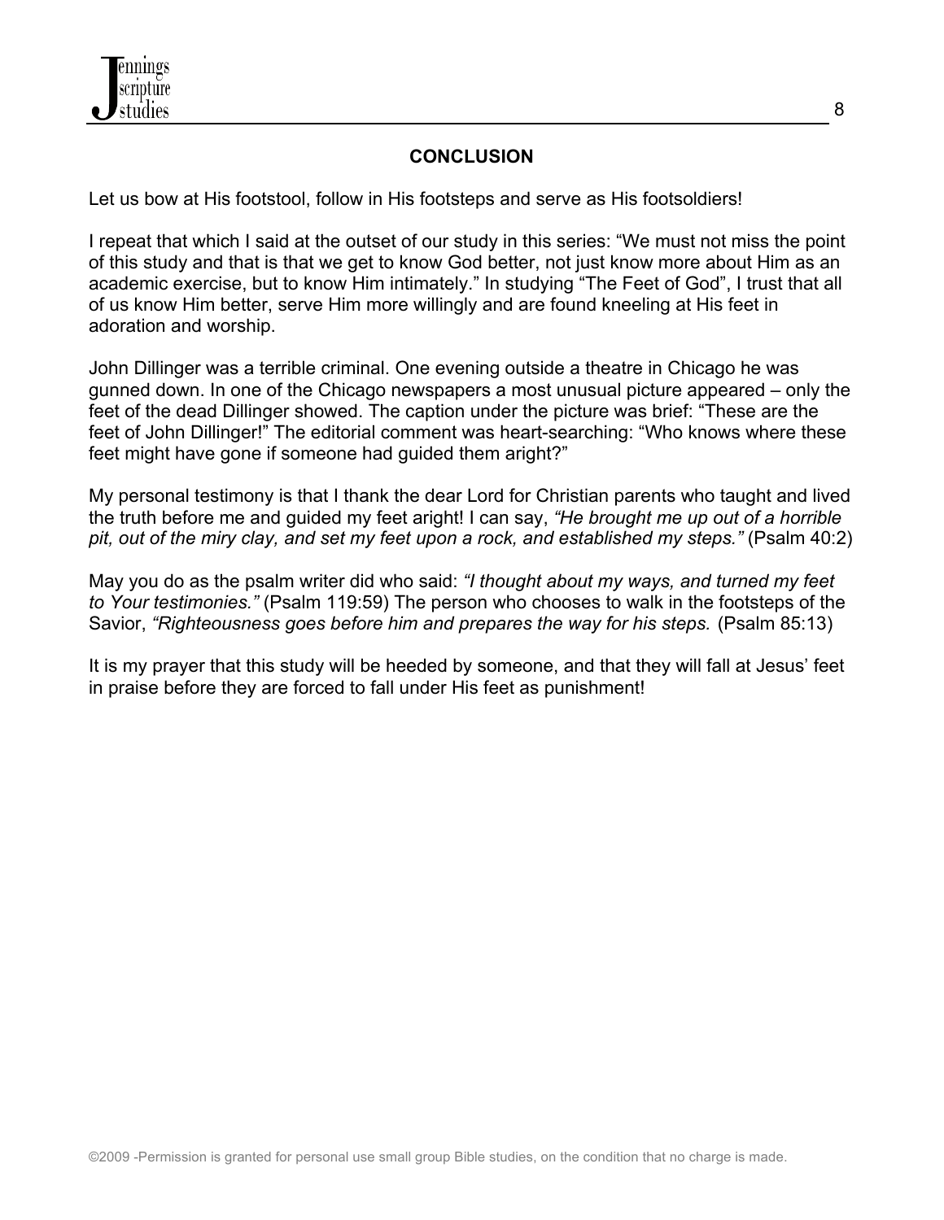## CONCLUSION

Let us bow at His footstool, follow in His footsteps and serve as His footsoldiers!

I repeat that which I said at the outset of our study in this series: "We must not miss the point of this study and that is that we get to know God better, not just know more about Him as an academic exercise, but to know Him intimately." In studying "The Feet of God", I trust that all of us know Him better, serve Him more willingly and are found kneeling at His feet in adoration and worship.

John Dillinger was a terrible criminal. One evening outside a theatre in Chicago he was gunned down. In one of the Chicago newspapers a most unusual picture appeared – only the feet of the dead Dillinger showed. The caption under the picture was brief: "These are the feet of John Dillinger!" The editorial comment was heart-searching: "Who knows where these feet might have gone if someone had guided them aright?"

My personal testimony is that I thank the dear Lord for Christian parents who taught and lived the truth before me and guided my feet aright! I can say, *"He brought me up out of a horrible pit, out of the miry clay, and set my feet upon a rock, and established my steps."* (Psalm 40:2)

May you do as the psalm writer did who said: *"I thought about my ways, and turned my feet to Your testimonies."* (Psalm 119:59) The person who chooses to walk in the footsteps of the Savior, *"Righteousness goes before him and prepares the way for his steps.* (Psalm 85:13)

It is my prayer that this study will be heeded by someone, and that they will fall at Jesus' feet in praise before they are forced to fall under His feet as punishment!

©2009 -Permission is granted for personal use small group Bible studies, on the condition that no charge is made.